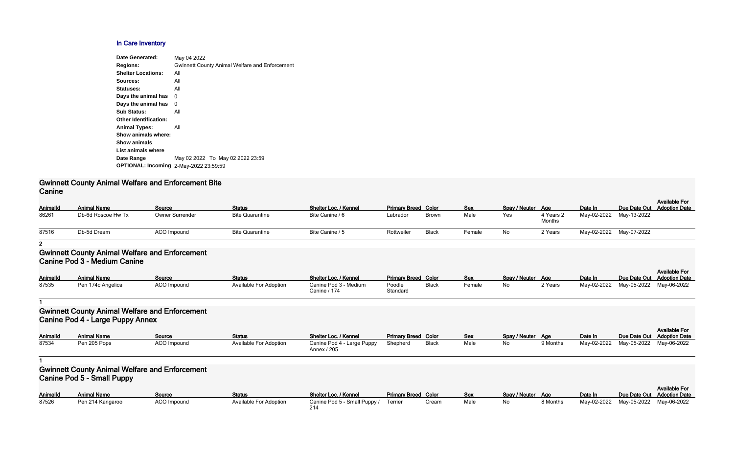## In Care Inventory

| | |
|---|---|
| **Date Generated:** | May 04 2022 |
| **Regions:** | Gwinnett County Animal Welfare and Enforcement |
| **Shelter Locations:** | All |
| **Sources:** | All |
| **Statuses:** | All |
| **Days the animal has** | 0 |
| **Days the animal has** | 0 |
| **Sub Status:** | All |
| **Other Identification:** | |
| **Animal Types:** | All |
| **Show animals where:** | |
| **Show animals** | |
| **List animals where** | |
| **Date Range** | May 02 2022 To May 02 2022 23:59 |
| **OPTIONAL: Incoming** | 2-May-2022 23:59:59 |

### Gwinnett County Animal Welfare and Enforcement Bite Canine

| AnimalId | Animal Name | Source | Status | Shelter Loc. / Kennel | Primary Breed | Color | Sex | Spay / Neuter | Age | Date In | Due Date Out | Available For Adoption Date |
|---|---|---|---|---|---|---|---|---|---|---|---|---|
| 86261 | Db-6d Roscoe Hw Tx | Owner Surrender | Bite Quarantine | Bite Canine / 6 | Labrador | Brown | Male | Yes | 4 Years 2 Months | May-02-2022 | May-13-2022 | |
| 87516 | Db-5d Dream | ACO Impound | Bite Quarantine | Bite Canine / 5 | Rottweiler | Black | Female | No | 2 Years | May-02-2022 | May-07-2022 | |

**2**

### Gwinnett County Animal Welfare and Enforcement Canine Pod 3 - Medium Canine

| AnimalId | Animal Name | Source | Status | Shelter Loc. / Kennel | Primary Breed | Color | Sex | Spay / Neuter | Age | Date In | Due Date Out | Available For Adoption Date |
|---|---|---|---|---|---|---|---|---|---|---|---|---|
| 87535 | Pen 174c Angelica | ACO Impound | Available For Adoption | Canine Pod 3 - Medium Canine / 174 | Poodle Standard | Black | Female | No | 2 Years | May-02-2022 | May-05-2022 | May-06-2022 |

**1**

### Gwinnett County Animal Welfare and Enforcement Canine Pod 4 - Large Puppy Annex

| AnimalId | Animal Name | Source | Status | Shelter Loc. / Kennel | Primary Breed | Color | Sex | Spay / Neuter | Age | Date In | Due Date Out | Available For Adoption Date |
|---|---|---|---|---|---|---|---|---|---|---|---|---|
| 87534 | Pen 205 Pops | ACO Impound | Available For Adoption | Canine Pod 4 - Large Puppy Annex / 205 | Shepherd | Black | Male | No | 9 Months | May-02-2022 | May-05-2022 | May-06-2022 |

**1**

### Gwinnett County Animal Welfare and Enforcement Canine Pod 5 - Small Puppy

| AnimalId | Animal Name | Source | Status | Shelter Loc. / Kennel | Primary Breed | Color | Sex | Spay / Neuter | Age | Date In | Due Date Out | Available For Adoption Date |
|---|---|---|---|---|---|---|---|---|---|---|---|---|
| 87526 | Pen 214 Kangaroo | ACO Impound | Available For Adoption | Canine Pod 5 - Small Puppy / 214 | Terrier | Cream | Male | No | 8 Months | May-02-2022 | May-05-2022 | May-06-2022 |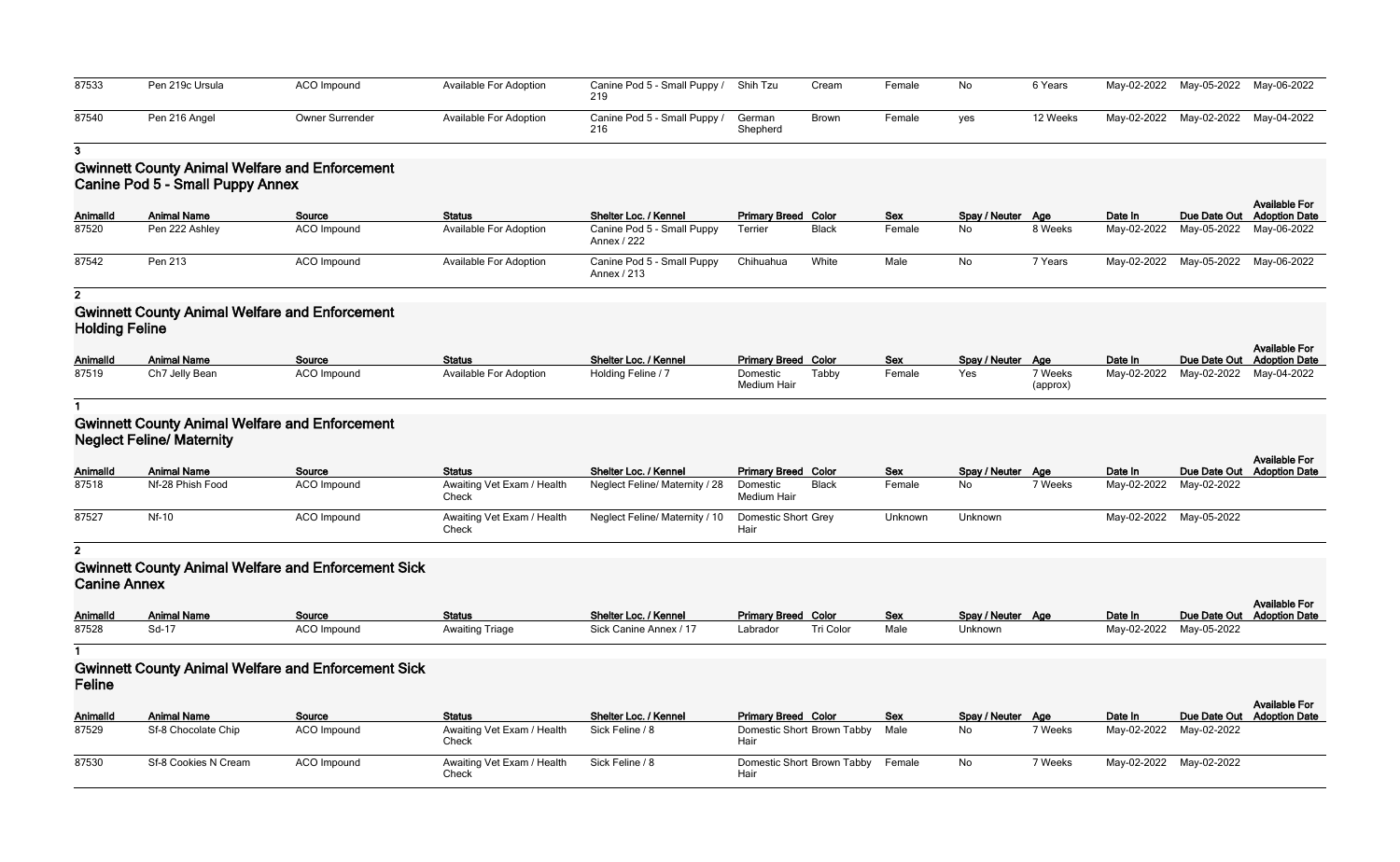| AnimalId | Animal Name | Source | Status | Shelter Loc. / Kennel | Primary Breed | Color | Sex | Spay / Neuter | Age | Date In | Due Date Out | Available For Adoption Date |
|---|---|---|---|---|---|---|---|---|---|---|---|---|
| 87533 | Pen 219c Ursula | ACO Impound | Available For Adoption | Canine Pod 5 - Small Puppy / 219 | Shih Tzu | Cream | Female | No | 6 Years | May-02-2022 | May-05-2022 | May-06-2022 |
| 87540 | Pen 216 Angel | Owner Surrender | Available For Adoption | Canine Pod 5 - Small Puppy / 216 | German Shepherd | Brown | Female | yes | 12 Weeks | May-02-2022 | May-02-2022 | May-04-2022 |

**3**

## Gwinnett County Animal Welfare and Enforcement Canine Pod 5 - Small Puppy Annex

| AnimalId | Animal Name | Source | Status | Shelter Loc. / Kennel | Primary Breed | Color | Sex | Spay / Neuter | Age | Date In | Due Date Out | Available For Adoption Date |
|---|---|---|---|---|---|---|---|---|---|---|---|---|
| 87520 | Pen 222 Ashley | ACO Impound | Available For Adoption | Canine Pod 5 - Small Puppy Annex / 222 | Terrier | Black | Female | No | 8 Weeks | May-02-2022 | May-05-2022 | May-06-2022 |
| 87542 | Pen 213 | ACO Impound | Available For Adoption | Canine Pod 5 - Small Puppy Annex / 213 | Chihuahua | White | Male | No | 7 Years | May-02-2022 | May-05-2022 | May-06-2022 |

**2**

## Gwinnett County Animal Welfare and Enforcement Holding Feline

| AnimalId | Animal Name | Source | Status | Shelter Loc. / Kennel | Primary Breed | Color | Sex | Spay / Neuter | Age | Date In | Due Date Out | Available For Adoption Date |
|---|---|---|---|---|---|---|---|---|---|---|---|---|
| 87519 | Ch7 Jelly Bean | ACO Impound | Available For Adoption | Holding Feline / 7 | Domestic Medium Hair | Tabby | Female | Yes | 7 Weeks (approx) | May-02-2022 | May-02-2022 | May-04-2022 |

**1**

## Gwinnett County Animal Welfare and Enforcement Neglect Feline/ Maternity

| AnimalId | Animal Name | Source | Status | Shelter Loc. / Kennel | Primary Breed | Color | Sex | Spay / Neuter | Age | Date In | Due Date Out | Available For Adoption Date |
|---|---|---|---|---|---|---|---|---|---|---|---|---|
| 87518 | Nf-28 Phish Food | ACO Impound | Awaiting Vet Exam / Health Check | Neglect Feline/ Maternity / 28 | Domestic Medium Hair | Black | Female | No | 7 Weeks | May-02-2022 | May-02-2022 | |
| 87527 | Nf-10 | ACO Impound | Awaiting Vet Exam / Health Check | Neglect Feline/ Maternity / 10 | Domestic Short Hair | Grey | Unknown | Unknown | | May-02-2022 | May-05-2022 | |

**2**

## Gwinnett County Animal Welfare and Enforcement Sick Canine Annex

| AnimalId | Animal Name | Source | Status | Shelter Loc. / Kennel | Primary Breed | Color | Sex | Spay / Neuter | Age | Date In | Due Date Out | Available For Adoption Date |
|---|---|---|---|---|---|---|---|---|---|---|---|---|
| 87528 | Sd-17 | ACO Impound | Awaiting Triage | Sick Canine Annex / 17 | Labrador | Tri Color | Male | Unknown | | May-02-2022 | May-05-2022 | |

**1**

## Gwinnett County Animal Welfare and Enforcement Sick Feline

| AnimalId | Animal Name | Source | Status | Shelter Loc. / Kennel | Primary Breed | Color | Sex | Spay / Neuter | Age | Date In | Due Date Out | Available For Adoption Date |
|---|---|---|---|---|---|---|---|---|---|---|---|---|
| 87529 | Sf-8 Chocolate Chip | ACO Impound | Awaiting Vet Exam / Health Check | Sick Feline / 8 | Domestic Short Hair | Brown Tabby | Male | No | 7 Weeks | May-02-2022 | May-02-2022 | |
| 87530 | Sf-8 Cookies N Cream | ACO Impound | Awaiting Vet Exam / Health Check | Sick Feline / 8 | Domestic Short Hair | Brown Tabby | Female | No | 7 Weeks | May-02-2022 | May-02-2022 | |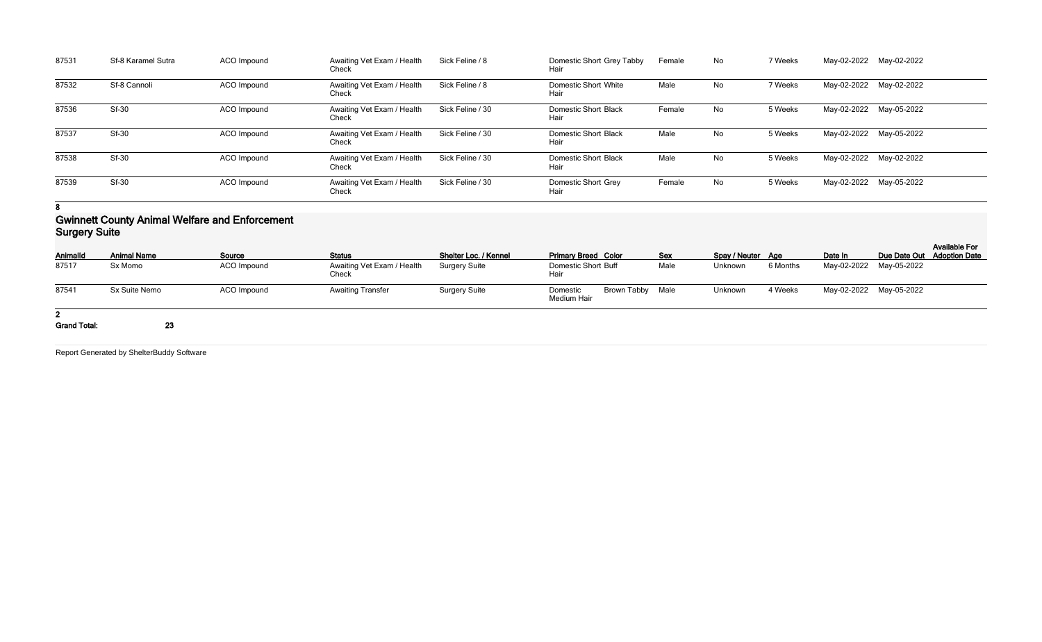| | | | | | | | | | | | | | |
|---|---|---|---|---|---|---|---|---|---|---|---|---|---|
| 87531 | Sf-8 Karamel Sutra | ACO Impound | Awaiting Vet Exam / Health Check | Sick Feline / 8 | Domestic Short Hair | Grey Tabby | Female | No | 7 Weeks | May-02-2022 | May-02-2022 | |
| 87532 | Sf-8 Cannoli | ACO Impound | Awaiting Vet Exam / Health Check | Sick Feline / 8 | Domestic Short Hair | White | Male | No | 7 Weeks | May-02-2022 | May-02-2022 | |
| 87536 | Sf-30 | ACO Impound | Awaiting Vet Exam / Health Check | Sick Feline / 30 | Domestic Short Hair | Black | Female | No | 5 Weeks | May-02-2022 | May-05-2022 | |
| 87537 | Sf-30 | ACO Impound | Awaiting Vet Exam / Health Check | Sick Feline / 30 | Domestic Short Hair | Black | Male | No | 5 Weeks | May-02-2022 | May-05-2022 | |
| 87538 | Sf-30 | ACO Impound | Awaiting Vet Exam / Health Check | Sick Feline / 30 | Domestic Short Hair | Black | Male | No | 5 Weeks | May-02-2022 | May-02-2022 | |
| 87539 | Sf-30 | ACO Impound | Awaiting Vet Exam / Health Check | Sick Feline / 30 | Domestic Short Hair | Grey | Female | No | 5 Weeks | May-02-2022 | May-05-2022 | |

**8**

## Gwinnett County Animal Welfare and Enforcement
## Surgery Suite

| AnimalId | Animal Name | Source | Status | Shelter Loc. / Kennel | Primary Breed | Color | Sex | Spay / Neuter | Age | Date In | Due Date Out | Available For Adoption Date |
|---|---|---|---|---|---|---|---|---|---|---|---|---|
| 87517 | Sx Momo | ACO Impound | Awaiting Vet Exam / Health Check | Surgery Suite | Domestic Short Hair | Buff | Male | Unknown | 6 Months | May-02-2022 | May-05-2022 | |
| 87541 | Sx Suite Nemo | ACO Impound | Awaiting Transfer | Surgery Suite | Domestic Medium Hair | Brown Tabby | Male | Unknown | 4 Weeks | May-02-2022 | May-05-2022 | |

**2**

**Grand Total:** **23**

Report Generated by ShelterBuddy Software